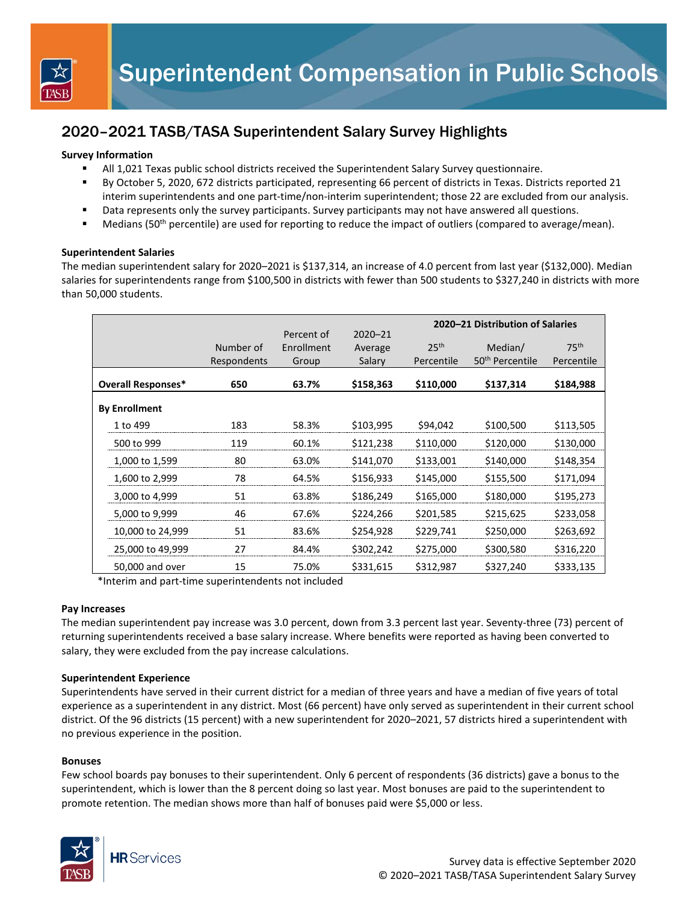# Superintendent Compensation in Public Schools

## 2020–2021 TASB/TASA Superintendent Salary Survey Highlights

**Survey Information**

- All 1,021 Texas public school districts received the Superintendent Salary Survey questionnaire.
- By October 5, 2020, 672 districts participated, representing 66 percent of districts in Texas. Districts reported 21 interim superintendents and one part-time/non-interim superintendent; those 22 are excluded from our analysis.
- Data represents only the survey participants. Survey participants may not have answered all questions.
- Medians (50th percentile) are used for reporting to reduce the impact of outliers (compared to average/mean).

**Superintendent Salaries**

The median superintendent salary for 2020–2021 is $137,314, an increase of 4.0 percent from last year ($132,000). Median salaries for superintendents range from $100,500 in districts with fewer than 500 students to $327,240 in districts with more than 50,000 students.

| | Number of Respondents | Percent of Enrollment Group | 2020–21 Average Salary | 2020–21 Distribution of Salaries | | |
|---|---|---|---|---|---|---|
| | | | | 25th Percentile | Median/ 50th Percentile | 75th Percentile |
| **Overall Responses*** | **650** | **63.7%** | **$158,363** | **$110,000** | **$137,314** | **$184,988** |
| **By Enrollment** | | | | | | |
| 1 to 499 | 183 | 58.3% | $103,995 | $94,042 | $100,500 | $113,505 |
| 500 to 999 | 119 | 60.1% | $121,238 | $110,000 | $120,000 | $130,000 |
| 1,000 to 1,599 | 80 | 63.0% | $141,070 | $133,001 | $140,000 | $148,354 |
| 1,600 to 2,999 | 78 | 64.5% | $156,933 | $145,000 | $155,500 | $171,094 |
| 3,000 to 4,999 | 51 | 63.8% | $186,249 | $165,000 | $180,000 | $195,273 |
| 5,000 to 9,999 | 46 | 67.6% | $224,266 | $201,585 | $215,625 | $233,058 |
| 10,000 to 24,999 | 51 | 83.6% | $254,928 | $229,741 | $250,000 | $263,692 |
| 25,000 to 49,999 | 27 | 84.4% | $302,242 | $275,000 | $300,580 | $316,220 |
| 50,000 and over | 15 | 75.0% | $331,615 | $312,987 | $327,240 | $333,135 |

*Interim and part-time superintendents not included

**Pay Increases**

The median superintendent pay increase was 3.0 percent, down from 3.3 percent last year. Seventy-three (73) percent of returning superintendents received a base salary increase. Where benefits were reported as having been converted to salary, they were excluded from the pay increase calculations.

**Superintendent Experience**

Superintendents have served in their current district for a median of three years and have a median of five years of total experience as a superintendent in any district. Most (66 percent) have only served as superintendent in their current school district. Of the 96 districts (15 percent) with a new superintendent for 2020–2021, 57 districts hired a superintendent with no previous experience in the position.

**Bonuses**

Few school boards pay bonuses to their superintendent. Only 6 percent of respondents (36 districts) gave a bonus to the superintendent, which is lower than the 8 percent doing so last year. Most bonuses are paid to the superintendent to promote retention. The median shows more than half of bonuses paid were $5,000 or less.

Survey data is effective September 2020
© 2020–2021 TASB/TASA Superintendent Salary Survey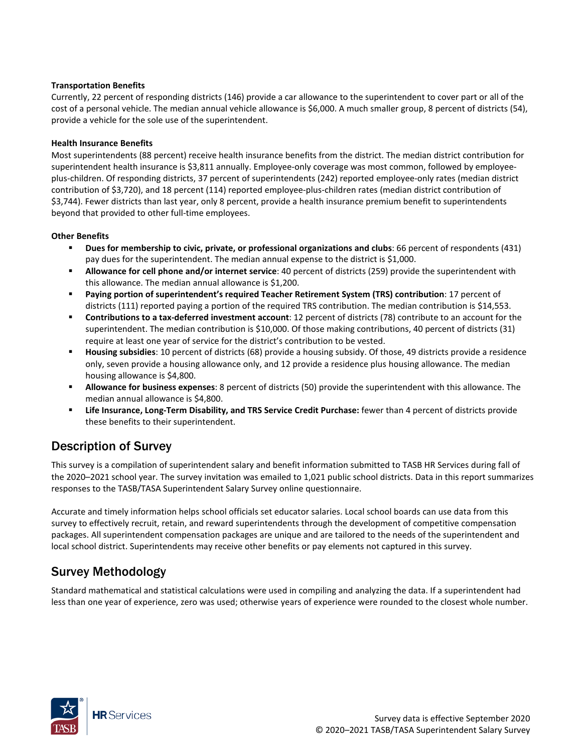**Transportation Benefits**

Currently, 22 percent of responding districts (146) provide a car allowance to the superintendent to cover part or all of the cost of a personal vehicle. The median annual vehicle allowance is $6,000. A much smaller group, 8 percent of districts (54), provide a vehicle for the sole use of the superintendent.

**Health Insurance Benefits**

Most superintendents (88 percent) receive health insurance benefits from the district. The median district contribution for superintendent health insurance is $3,811 annually. Employee-only coverage was most common, followed by employee-plus-children. Of responding districts, 37 percent of superintendents (242) reported employee-only rates (median district contribution of $3,720), and 18 percent (114) reported employee-plus-children rates (median district contribution of $3,744). Fewer districts than last year, only 8 percent, provide a health insurance premium benefit to superintendents beyond that provided to other full-time employees.

**Other Benefits**

- **Dues for membership to civic, private, or professional organizations and clubs**: 66 percent of respondents (431) pay dues for the superintendent. The median annual expense to the district is $1,000.
- **Allowance for cell phone and/or internet service**: 40 percent of districts (259) provide the superintendent with this allowance. The median annual allowance is $1,200.
- **Paying portion of superintendent's required Teacher Retirement System (TRS) contribution**: 17 percent of districts (111) reported paying a portion of the required TRS contribution. The median contribution is $14,553.
- **Contributions to a tax-deferred investment account**: 12 percent of districts (78) contribute to an account for the superintendent. The median contribution is $10,000. Of those making contributions, 40 percent of districts (31) require at least one year of service for the district's contribution to be vested.
- **Housing subsidies**: 10 percent of districts (68) provide a housing subsidy. Of those, 49 districts provide a residence only, seven provide a housing allowance only, and 12 provide a residence plus housing allowance. The median housing allowance is $4,800.
- **Allowance for business expenses**: 8 percent of districts (50) provide the superintendent with this allowance. The median annual allowance is $4,800.
- **Life Insurance, Long-Term Disability, and TRS Service Credit Purchase:** fewer than 4 percent of districts provide these benefits to their superintendent.

## Description of Survey

This survey is a compilation of superintendent salary and benefit information submitted to TASB HR Services during fall of the 2020–2021 school year. The survey invitation was emailed to 1,021 public school districts. Data in this report summarizes responses to the TASB/TASA Superintendent Salary Survey online questionnaire.

Accurate and timely information helps school officials set educator salaries. Local school boards can use data from this survey to effectively recruit, retain, and reward superintendents through the development of competitive compensation packages. All superintendent compensation packages are unique and are tailored to the needs of the superintendent and local school district. Superintendents may receive other benefits or pay elements not captured in this survey.

## Survey Methodology

Standard mathematical and statistical calculations were used in compiling and analyzing the data. If a superintendent had less than one year of experience, zero was used; otherwise years of experience were rounded to the closest whole number.